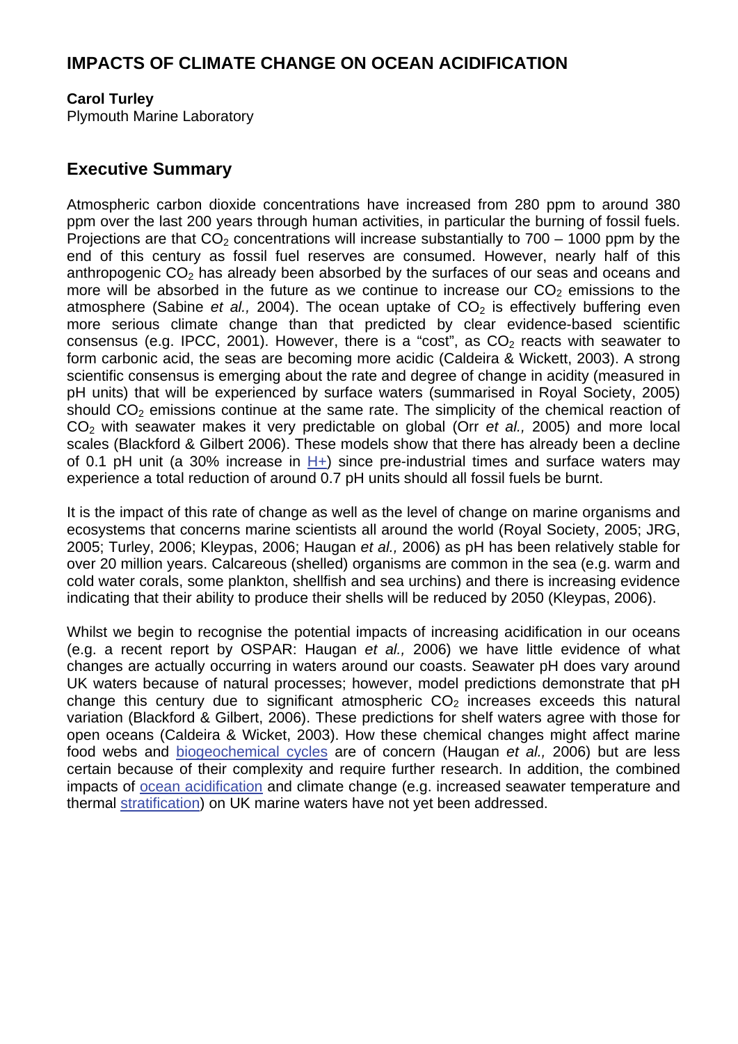# IMPACTS OF CLIMATE CHANGE ON OCEAN ACIDIFICATION

**Carol Turley**
Plymouth Marine Laboratory

## Executive Summary

Atmospheric carbon dioxide concentrations have increased from 280 ppm to around 380 ppm over the last 200 years through human activities, in particular the burning of fossil fuels. Projections are that $CO_2$ concentrations will increase substantially to 700 – 1000 ppm by the end of this century as fossil fuel reserves are consumed. However, nearly half of this anthropogenic $CO_2$ has already been absorbed by the surfaces of our seas and oceans and more will be absorbed in the future as we continue to increase our $CO_2$ emissions to the atmosphere (Sabine *et al.,* 2004). The ocean uptake of $CO_2$ is effectively buffering even more serious climate change than that predicted by clear evidence-based scientific consensus (e.g. IPCC, 2001). However, there is a "cost", as $CO_2$ reacts with seawater to form carbonic acid, the seas are becoming more acidic (Caldeira & Wickett, 2003). A strong scientific consensus is emerging about the rate and degree of change in acidity (measured in pH units) that will be experienced by surface waters (summarised in Royal Society, 2005) should $CO_2$ emissions continue at the same rate. The simplicity of the chemical reaction of $CO_2$ with seawater makes it very predictable on global (Orr *et al.,* 2005) and more local scales (Blackford & Gilbert 2006). These models show that there has already been a decline of 0.1 pH unit (a 30% increase in H+) since pre-industrial times and surface waters may experience a total reduction of around 0.7 pH units should all fossil fuels be burnt.

It is the impact of this rate of change as well as the level of change on marine organisms and ecosystems that concerns marine scientists all around the world (Royal Society, 2005; JRG, 2005; Turley, 2006; Kleypas, 2006; Haugan *et al.,* 2006) as pH has been relatively stable for over 20 million years. Calcareous (shelled) organisms are common in the sea (e.g. warm and cold water corals, some plankton, shellfish and sea urchins) and there is increasing evidence indicating that their ability to produce their shells will be reduced by 2050 (Kleypas, 2006).

Whilst we begin to recognise the potential impacts of increasing acidification in our oceans (e.g. a recent report by OSPAR: Haugan *et al.,* 2006) we have little evidence of what changes are actually occurring in waters around our coasts. Seawater pH does vary around UK waters because of natural processes; however, model predictions demonstrate that pH change this century due to significant atmospheric $CO_2$ increases exceeds this natural variation (Blackford & Gilbert, 2006). These predictions for shelf waters agree with those for open oceans (Caldeira & Wicket, 2003). How these chemical changes might affect marine food webs and biogeochemical cycles are of concern (Haugan *et al.,* 2006) but are less certain because of their complexity and require further research. In addition, the combined impacts of ocean acidification and climate change (e.g. increased seawater temperature and thermal stratification) on UK marine waters have not yet been addressed.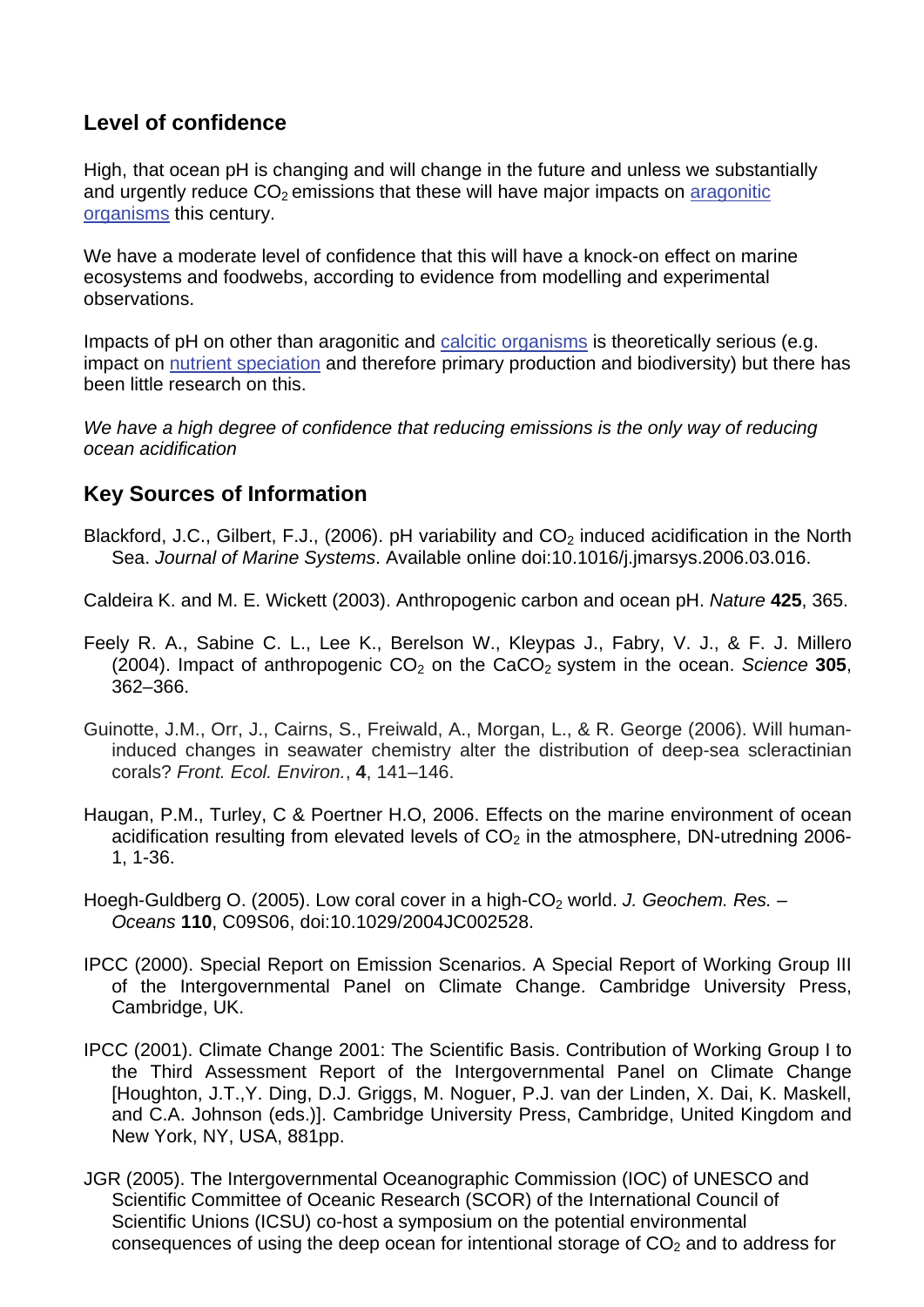## Level of confidence

High, that ocean pH is changing and will change in the future and unless we substantially and urgently reduce $CO_2$ emissions that these will have major impacts on aragonitic organisms this century.

We have a moderate level of confidence that this will have a knock-on effect on marine ecosystems and foodwebs, according to evidence from modelling and experimental observations.

Impacts of pH on other than aragonitic and calcitic organisms is theoretically serious (e.g. impact on nutrient speciation and therefore primary production and biodiversity) but there has been little research on this.

*We have a high degree of confidence that reducing emissions is the only way of reducing ocean acidification*

## Key Sources of Information

Blackford, J.C., Gilbert, F.J., (2006). pH variability and $CO_2$ induced acidification in the North Sea. *Journal of Marine Systems.* Available online doi:10.1016/j.jmarsys.2006.03.016.

Caldeira K. and M. E. Wickett (2003). Anthropogenic carbon and ocean pH. *Nature* **425**, 365.

Feely R. A., Sabine C. L., Lee K., Berelson W., Kleypas J., Fabry, V. J., & F. J. Millero (2004). Impact of anthropogenic $CO_2$ on the $CaCO_2$ system in the ocean. *Science* **305**, 362–366.

Guinotte, J.M., Orr, J., Cairns, S., Freiwald, A., Morgan, L., & R. George (2006). Will human-induced changes in seawater chemistry alter the distribution of deep-sea scleractinian corals? *Front. Ecol. Environ.*, **4**, 141–146.

Haugan, P.M., Turley, C & Poertner H.O, 2006. Effects on the marine environment of ocean acidification resulting from elevated levels of $CO_2$ in the atmosphere, DN-utredning 2006-1, 1-36.

Hoegh-Guldberg O. (2005). Low coral cover in a high-$CO_2$ world. *J. Geochem. Res. – Oceans* **110**, C09S06, doi:10.1029/2004JC002528.

IPCC (2000). Special Report on Emission Scenarios. A Special Report of Working Group III of the Intergovernmental Panel on Climate Change. Cambridge University Press, Cambridge, UK.

IPCC (2001). Climate Change 2001: The Scientific Basis. Contribution of Working Group I to the Third Assessment Report of the Intergovernmental Panel on Climate Change [Houghton, J.T.,Y. Ding, D.J. Griggs, M. Noguer, P.J. van der Linden, X. Dai, K. Maskell, and C.A. Johnson (eds.)]. Cambridge University Press, Cambridge, United Kingdom and New York, NY, USA, 881pp.

JGR (2005). The Intergovernmental Oceanographic Commission (IOC) of UNESCO and Scientific Committee of Oceanic Research (SCOR) of the International Council of Scientific Unions (ICSU) co-host a symposium on the potential environmental consequences of using the deep ocean for intentional storage of $CO_2$ and to address for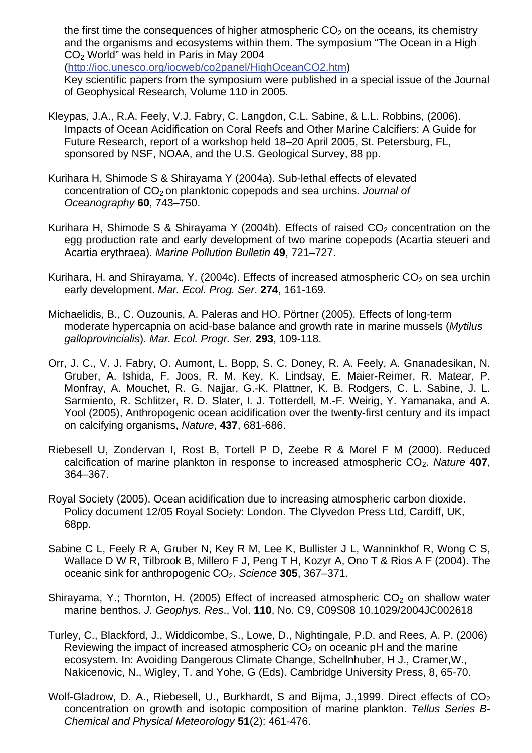the first time the consequences of higher atmospheric $CO_2$ on the oceans, its chemistry and the organisms and ecosystems within them. The symposium "The Ocean in a High $CO_2$ World" was held in Paris in May 2004 (http://ioc.unesco.org/iocweb/co2panel/HighOceanCO2.htm)
Key scientific papers from the symposium were published in a special issue of the Journal of Geophysical Research, Volume 110 in 2005.

Kleypas, J.A., R.A. Feely, V.J. Fabry, C. Langdon, C.L. Sabine, & L.L. Robbins, (2006). Impacts of Ocean Acidification on Coral Reefs and Other Marine Calcifiers: A Guide for Future Research, report of a workshop held 18–20 April 2005, St. Petersburg, FL, sponsored by NSF, NOAA, and the U.S. Geological Survey, 88 pp.

Kurihara H, Shimode S & Shirayama Y (2004a). Sub-lethal effects of elevated concentration of $CO_2$ on planktonic copepods and sea urchins. *Journal of Oceanography* **60**, 743–750.

Kurihara H, Shimode S & Shirayama Y (2004b). Effects of raised $CO_2$ concentration on the egg production rate and early development of two marine copepods (Acartia steueri and Acartia erythraea). *Marine Pollution Bulletin* **49**, 721–727.

Kurihara, H. and Shirayama, Y. (2004c). Effects of increased atmospheric $CO_2$ on sea urchin early development. *Mar. Ecol. Prog. Ser*. **274**, 161-169.

Michaelidis, B., C. Ouzounis, A. Paleras and HO. Pörtner (2005). Effects of long-term moderate hypercapnia on acid-base balance and growth rate in marine mussels (*Mytilus galloprovincialis*). *Mar. Ecol. Progr. Ser.* **293**, 109-118.

Orr, J. C., V. J. Fabry, O. Aumont, L. Bopp, S. C. Doney, R. A. Feely, A. Gnanadesikan, N. Gruber, A. Ishida, F. Joos, R. M. Key, K. Lindsay, E. Maier-Reimer, R. Matear, P. Monfray, A. Mouchet, R. G. Najjar, G.-K. Plattner, K. B. Rodgers, C. L. Sabine, J. L. Sarmiento, R. Schlitzer, R. D. Slater, I. J. Totterdell, M.-F. Weirig, Y. Yamanaka, and A. Yool (2005), Anthropogenic ocean acidification over the twenty-first century and its impact on calcifying organisms, *Nature*, **437**, 681-686.

Riebesell U, Zondervan I, Rost B, Tortell P D, Zeebe R & Morel F M (2000). Reduced calcification of marine plankton in response to increased atmospheric $CO_2$. *Nature* **407**, 364–367.

Royal Society (2005). Ocean acidification due to increasing atmospheric carbon dioxide. Policy document 12/05 Royal Society: London. The Clyvedon Press Ltd, Cardiff, UK, 68pp.

Sabine C L, Feely R A, Gruber N, Key R M, Lee K, Bullister J L, Wanninkhof R, Wong C S, Wallace D W R, Tilbrook B, Millero F J, Peng T H, Kozyr A, Ono T & Rios A F (2004). The oceanic sink for anthropogenic $CO_2$. *Science* **305**, 367–371.

Shirayama, Y.; Thornton, H. (2005) Effect of increased atmospheric $CO_2$ on shallow water marine benthos. *J. Geophys. Res*., Vol. **110**, No. C9, C09S08 10.1029/2004JC002618

Turley, C., Blackford, J., Widdicombe, S., Lowe, D., Nightingale, P.D. and Rees, A. P. (2006) Reviewing the impact of increased atmospheric $CO_2$ on oceanic pH and the marine ecosystem. In: Avoiding Dangerous Climate Change, Schellnhuber, H J., Cramer,W., Nakicenovic, N., Wigley, T. and Yohe, G (Eds). Cambridge University Press, 8, 65-70.

Wolf-Gladrow, D. A., Riebesell, U., Burkhardt, S and Bijma, J.,1999. Direct effects of $CO_2$ concentration on growth and isotopic composition of marine plankton. *Tellus Series B-Chemical and Physical Meteorology* **51**(2): 461-476.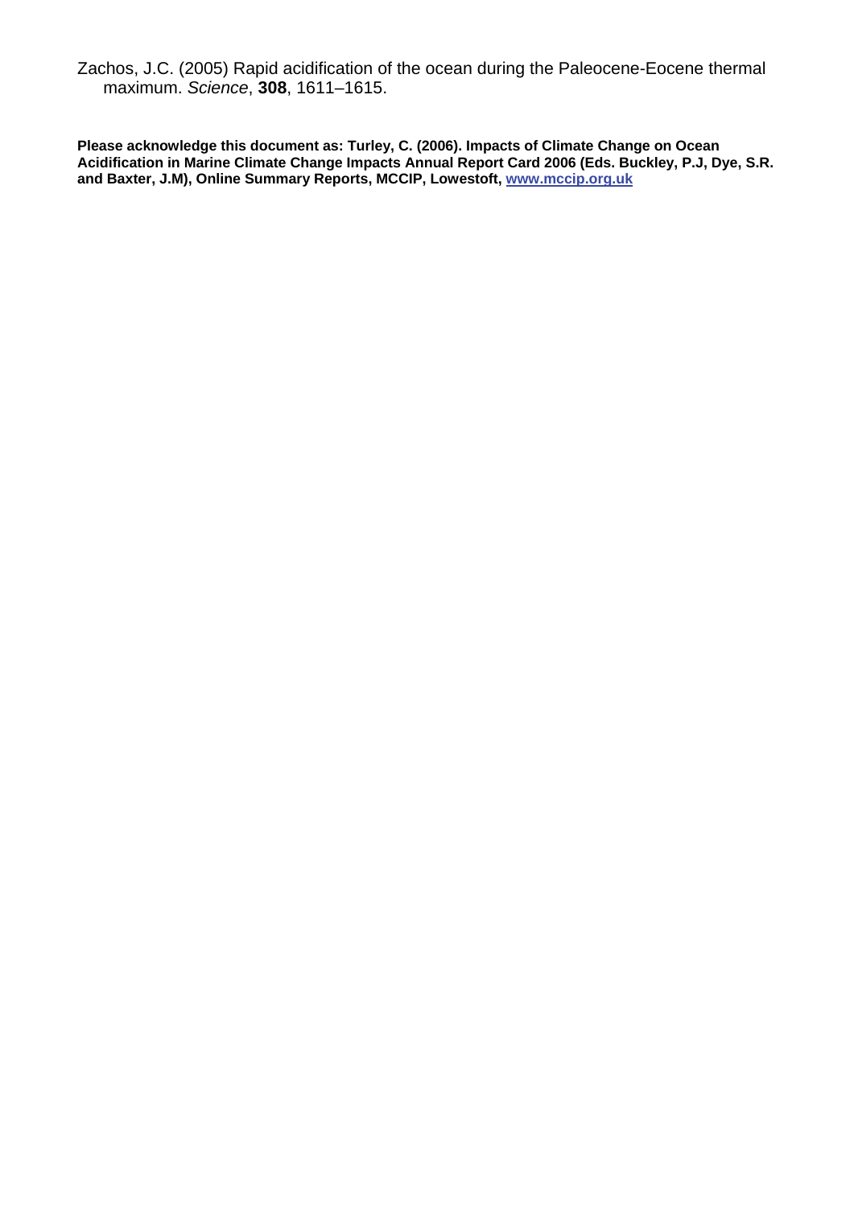Zachos, J.C. (2005) Rapid acidification of the ocean during the Paleocene-Eocene thermal maximum. *Science*, **308**, 1611–1615.

**Please acknowledge this document as: Turley, C. (2006). Impacts of Climate Change on Ocean Acidification in Marine Climate Change Impacts Annual Report Card 2006 (Eds. Buckley, P.J, Dye, S.R. and Baxter, J.M), Online Summary Reports, MCCIP, Lowestoft, [www.mccip.org.uk](http://www.mccip.org.uk)**